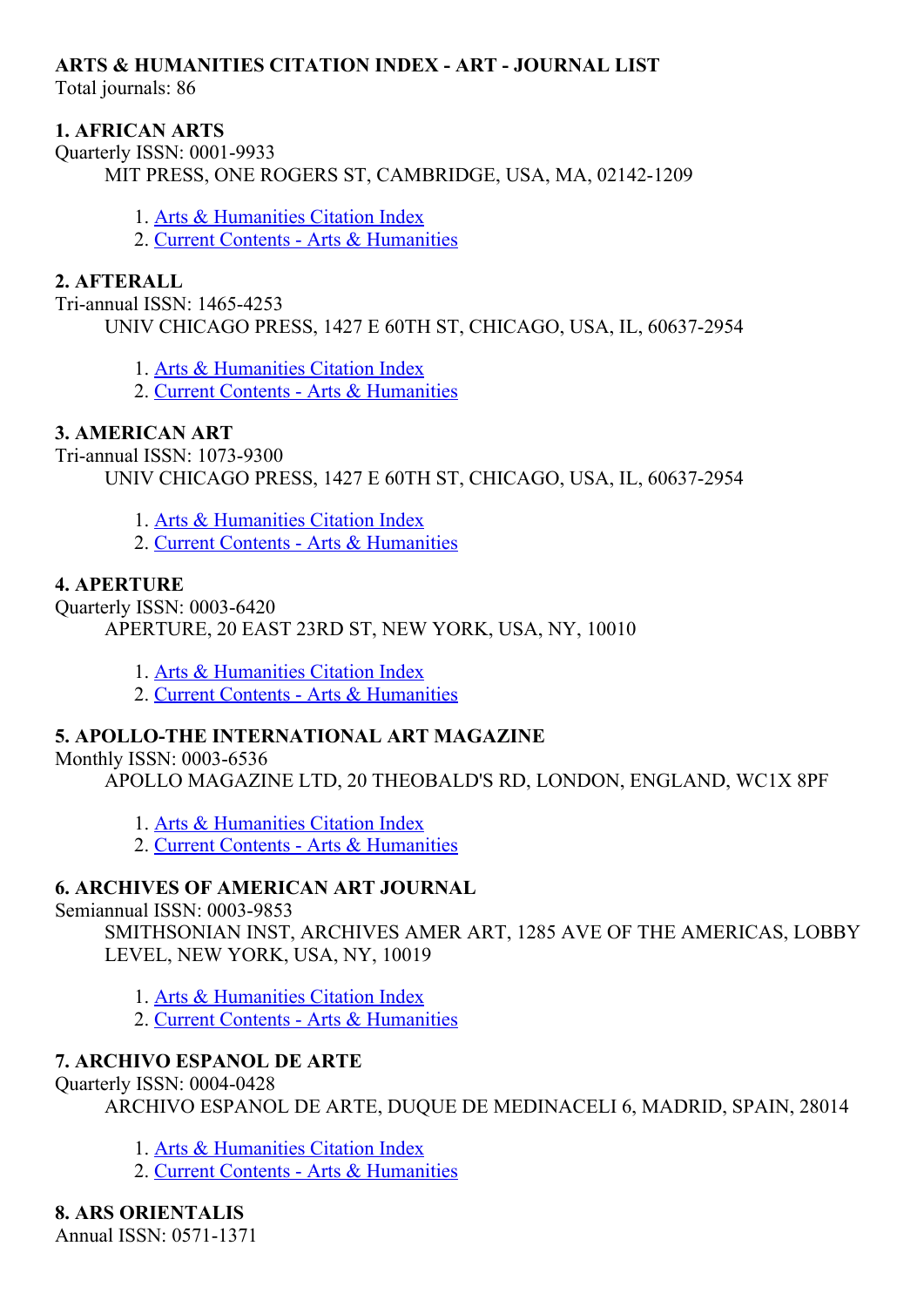**ARTS & HUMANITIES CITATION INDEX - ART - JOURNAL LIST**
Total journals: 86

**1. AFRICAN ARTS**
Quarterly ISSN: 0001-9933
MIT PRESS, ONE ROGERS ST, CAMBRIDGE, USA, MA, 02142-1209

1. Arts & Humanities Citation Index
2. Current Contents - Arts & Humanities

**2. AFTERALL**
Tri-annual ISSN: 1465-4253
UNIV CHICAGO PRESS, 1427 E 60TH ST, CHICAGO, USA, IL, 60637-2954

1. Arts & Humanities Citation Index
2. Current Contents - Arts & Humanities

**3. AMERICAN ART**
Tri-annual ISSN: 1073-9300
UNIV CHICAGO PRESS, 1427 E 60TH ST, CHICAGO, USA, IL, 60637-2954

1. Arts & Humanities Citation Index
2. Current Contents - Arts & Humanities

**4. APERTURE**
Quarterly ISSN: 0003-6420
APERTURE, 20 EAST 23RD ST, NEW YORK, USA, NY, 10010

1. Arts & Humanities Citation Index
2. Current Contents - Arts & Humanities

**5. APOLLO-THE INTERNATIONAL ART MAGAZINE**
Monthly ISSN: 0003-6536
APOLLO MAGAZINE LTD, 20 THEOBALD'S RD, LONDON, ENGLAND, WC1X 8PF

1. Arts & Humanities Citation Index
2. Current Contents - Arts & Humanities

**6. ARCHIVES OF AMERICAN ART JOURNAL**
Semiannual ISSN: 0003-9853
SMITHSONIAN INST, ARCHIVES AMER ART, 1285 AVE OF THE AMERICAS, LOBBY LEVEL, NEW YORK, USA, NY, 10019

1. Arts & Humanities Citation Index
2. Current Contents - Arts & Humanities

**7. ARCHIVO ESPANOL DE ARTE**
Quarterly ISSN: 0004-0428
ARCHIVO ESPANOL DE ARTE, DUQUE DE MEDINACELI 6, MADRID, SPAIN, 28014

1. Arts & Humanities Citation Index
2. Current Contents - Arts & Humanities

**8. ARS ORIENTALIS**
Annual ISSN: 0571-1371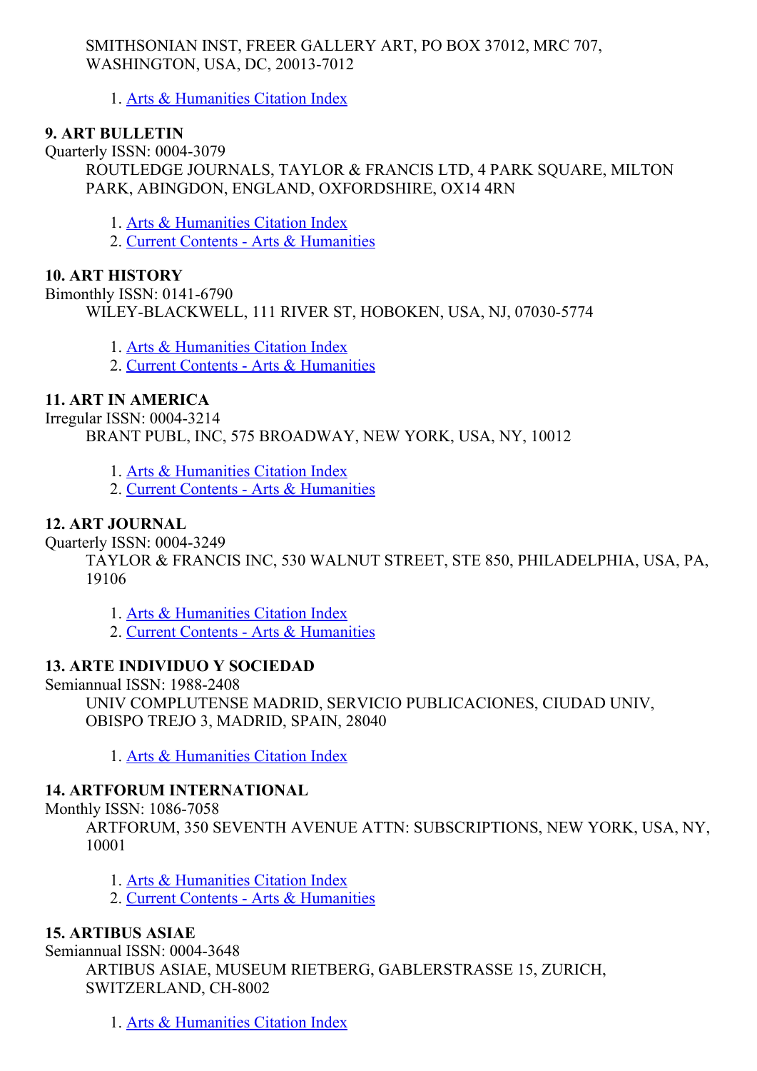SMITHSONIAN INST, FREER GALLERY ART, PO BOX 37012, MRC 707, WASHINGTON, USA, DC, 20013-7012

1. Arts & Humanities Citation Index

**9. ART BULLETIN**

Quarterly ISSN: 0004-3079

ROUTLEDGE JOURNALS, TAYLOR & FRANCIS LTD, 4 PARK SQUARE, MILTON PARK, ABINGDON, ENGLAND, OXFORDSHIRE, OX14 4RN

1. Arts & Humanities Citation Index
2. Current Contents - Arts & Humanities

**10. ART HISTORY**

Bimonthly ISSN: 0141-6790

WILEY-BLACKWELL, 111 RIVER ST, HOBOKEN, USA, NJ, 07030-5774

1. Arts & Humanities Citation Index
2. Current Contents - Arts & Humanities

**11. ART IN AMERICA**

Irregular ISSN: 0004-3214

BRANT PUBL, INC, 575 BROADWAY, NEW YORK, USA, NY, 10012

1. Arts & Humanities Citation Index
2. Current Contents - Arts & Humanities

**12. ART JOURNAL**

Quarterly ISSN: 0004-3249

TAYLOR & FRANCIS INC, 530 WALNUT STREET, STE 850, PHILADELPHIA, USA, PA, 19106

1. Arts & Humanities Citation Index
2. Current Contents - Arts & Humanities

**13. ARTE INDIVIDUO Y SOCIEDAD**

Semiannual ISSN: 1988-2408

UNIV COMPLUTENSE MADRID, SERVICIO PUBLICACIONES, CIUDAD UNIV, OBISPO TREJO 3, MADRID, SPAIN, 28040

1. Arts & Humanities Citation Index

**14. ARTFORUM INTERNATIONAL**

Monthly ISSN: 1086-7058

ARTFORUM, 350 SEVENTH AVENUE ATTN: SUBSCRIPTIONS, NEW YORK, USA, NY, 10001

1. Arts & Humanities Citation Index
2. Current Contents - Arts & Humanities

**15. ARTIBUS ASIAE**

Semiannual ISSN: 0004-3648

ARTIBUS ASIAE, MUSEUM RIETBERG, GABLERSTRASSE 15, ZURICH, SWITZERLAND, CH-8002

1. Arts & Humanities Citation Index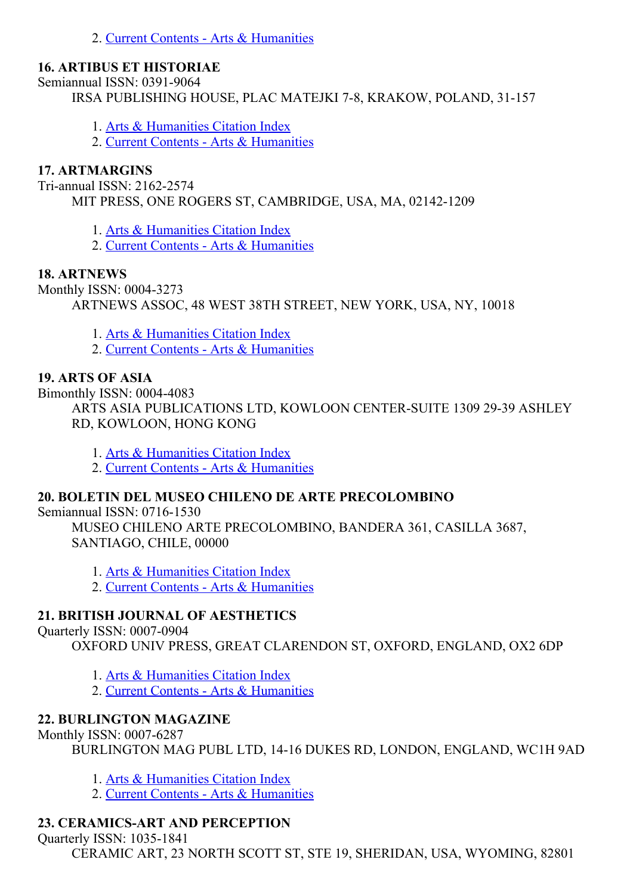2. Current Contents - Arts & Humanities

**16. ARTIBUS ET HISTORIAE**

Semiannual ISSN: 0391-9064

IRSA PUBLISHING HOUSE, PLAC MATEJKI 7-8, KRAKOW, POLAND, 31-157

1. Arts & Humanities Citation Index
2. Current Contents - Arts & Humanities

**17. ARTMARGINS**

Tri-annual ISSN: 2162-2574

MIT PRESS, ONE ROGERS ST, CAMBRIDGE, USA, MA, 02142-1209

1. Arts & Humanities Citation Index
2. Current Contents - Arts & Humanities

**18. ARTNEWS**

Monthly ISSN: 0004-3273

ARTNEWS ASSOC, 48 WEST 38TH STREET, NEW YORK, USA, NY, 10018

1. Arts & Humanities Citation Index
2. Current Contents - Arts & Humanities

**19. ARTS OF ASIA**

Bimonthly ISSN: 0004-4083

ARTS ASIA PUBLICATIONS LTD, KOWLOON CENTER-SUITE 1309 29-39 ASHLEY RD, KOWLOON, HONG KONG

1. Arts & Humanities Citation Index
2. Current Contents - Arts & Humanities

**20. BOLETIN DEL MUSEO CHILENO DE ARTE PRECOLOMBINO**

Semiannual ISSN: 0716-1530

MUSEO CHILENO ARTE PRECOLOMBINO, BANDERA 361, CASILLA 3687, SANTIAGO, CHILE, 00000

1. Arts & Humanities Citation Index
2. Current Contents - Arts & Humanities

**21. BRITISH JOURNAL OF AESTHETICS**

Quarterly ISSN: 0007-0904

OXFORD UNIV PRESS, GREAT CLARENDON ST, OXFORD, ENGLAND, OX2 6DP

1. Arts & Humanities Citation Index
2. Current Contents - Arts & Humanities

**22. BURLINGTON MAGAZINE**

Monthly ISSN: 0007-6287

BURLINGTON MAG PUBL LTD, 14-16 DUKES RD, LONDON, ENGLAND, WC1H 9AD

1. Arts & Humanities Citation Index
2. Current Contents - Arts & Humanities

**23. CERAMICS-ART AND PERCEPTION**

Quarterly ISSN: 1035-1841

CERAMIC ART, 23 NORTH SCOTT ST, STE 19, SHERIDAN, USA, WYOMING, 82801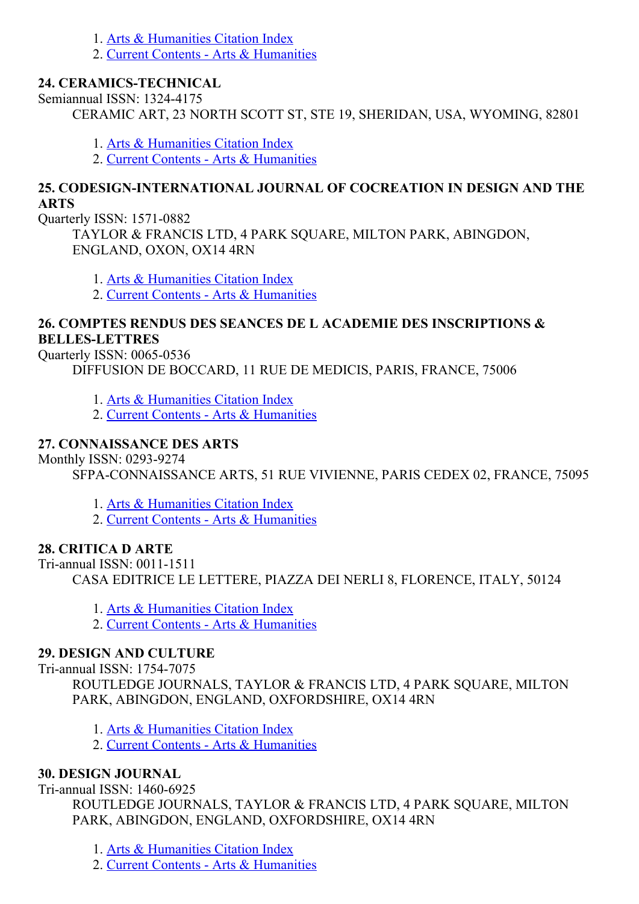1. Arts & Humanities Citation Index
2. Current Contents - Arts & Humanities

### 24. CERAMICS-TECHNICAL

Semiannual ISSN: 1324-4175

CERAMIC ART, 23 NORTH SCOTT ST, STE 19, SHERIDAN, USA, WYOMING, 82801

1. Arts & Humanities Citation Index
2. Current Contents - Arts & Humanities

### 25. CODESIGN-INTERNATIONAL JOURNAL OF COCREATION IN DESIGN AND THE ARTS

Quarterly ISSN: 1571-0882

TAYLOR & FRANCIS LTD, 4 PARK SQUARE, MILTON PARK, ABINGDON, ENGLAND, OXON, OX14 4RN

1. Arts & Humanities Citation Index
2. Current Contents - Arts & Humanities

### 26. COMPTES RENDUS DES SEANCES DE L ACADEMIE DES INSCRIPTIONS & BELLES-LETTRES

Quarterly ISSN: 0065-0536

DIFFUSION DE BOCCARD, 11 RUE DE MEDICIS, PARIS, FRANCE, 75006

1. Arts & Humanities Citation Index
2. Current Contents - Arts & Humanities

### 27. CONNAISSANCE DES ARTS

Monthly ISSN: 0293-9274

SFPA-CONNAISSANCE ARTS, 51 RUE VIVIENNE, PARIS CEDEX 02, FRANCE, 75095

1. Arts & Humanities Citation Index
2. Current Contents - Arts & Humanities

### 28. CRITICA D ARTE

Tri-annual ISSN: 0011-1511

CASA EDITRICE LE LETTERE, PIAZZA DEI NERLI 8, FLORENCE, ITALY, 50124

1. Arts & Humanities Citation Index
2. Current Contents - Arts & Humanities

### 29. DESIGN AND CULTURE

Tri-annual ISSN: 1754-7075

ROUTLEDGE JOURNALS, TAYLOR & FRANCIS LTD, 4 PARK SQUARE, MILTON PARK, ABINGDON, ENGLAND, OXFORDSHIRE, OX14 4RN

1. Arts & Humanities Citation Index
2. Current Contents - Arts & Humanities

### 30. DESIGN JOURNAL

Tri-annual ISSN: 1460-6925

ROUTLEDGE JOURNALS, TAYLOR & FRANCIS LTD, 4 PARK SQUARE, MILTON PARK, ABINGDON, ENGLAND, OXFORDSHIRE, OX14 4RN

1. Arts & Humanities Citation Index
2. Current Contents - Arts & Humanities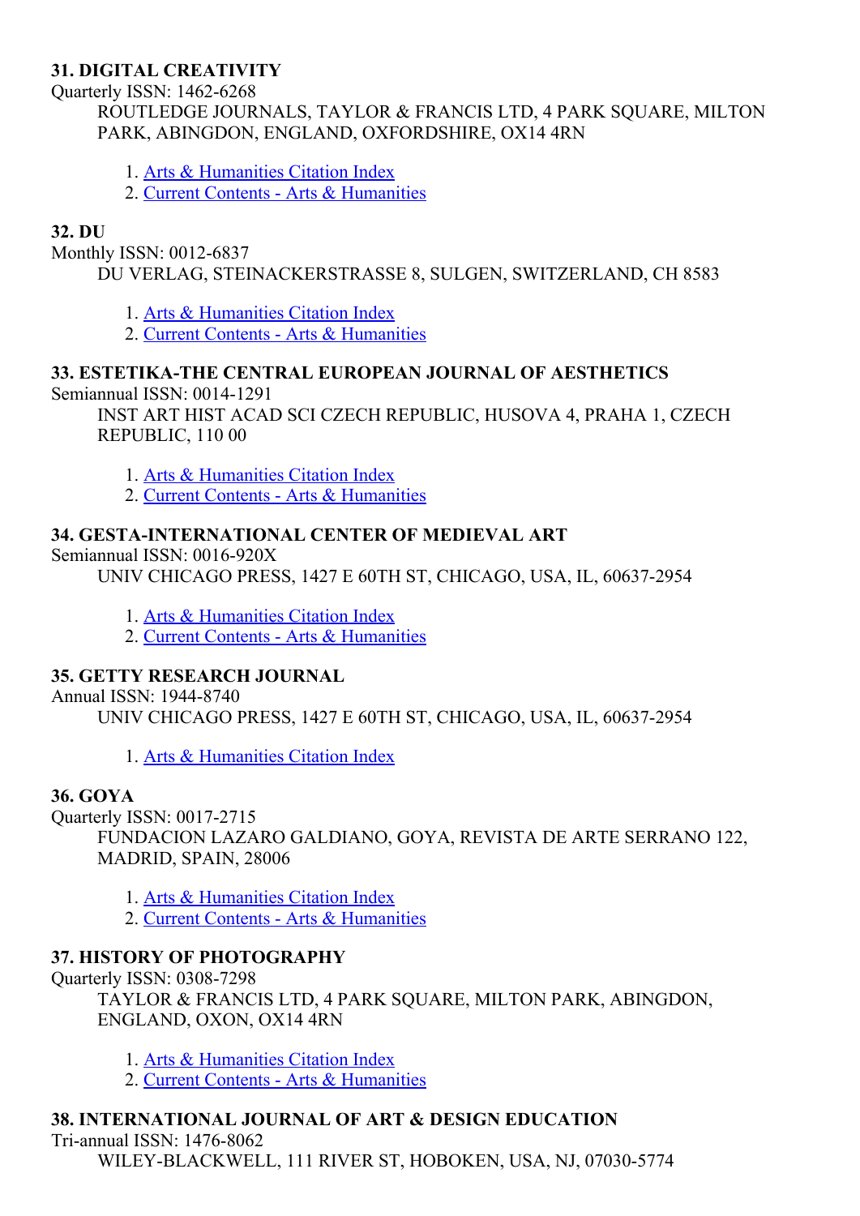**31. DIGITAL CREATIVITY**

Quarterly ISSN: 1462-6268

ROUTLEDGE JOURNALS, TAYLOR & FRANCIS LTD, 4 PARK SQUARE, MILTON PARK, ABINGDON, ENGLAND, OXFORDSHIRE, OX14 4RN

1. Arts & Humanities Citation Index
2. Current Contents - Arts & Humanities

**32. DU**

Monthly ISSN: 0012-6837

DU VERLAG, STEINACKERSTRASSE 8, SULGEN, SWITZERLAND, CH 8583

1. Arts & Humanities Citation Index
2. Current Contents - Arts & Humanities

**33. ESTETIKA-THE CENTRAL EUROPEAN JOURNAL OF AESTHETICS**

Semiannual ISSN: 0014-1291

INST ART HIST ACAD SCI CZECH REPUBLIC, HUSOVA 4, PRAHA 1, CZECH REPUBLIC, 110 00

1. Arts & Humanities Citation Index
2. Current Contents - Arts & Humanities

**34. GESTA-INTERNATIONAL CENTER OF MEDIEVAL ART**

Semiannual ISSN: 0016-920X

UNIV CHICAGO PRESS, 1427 E 60TH ST, CHICAGO, USA, IL, 60637-2954

1. Arts & Humanities Citation Index
2. Current Contents - Arts & Humanities

**35. GETTY RESEARCH JOURNAL**

Annual ISSN: 1944-8740

UNIV CHICAGO PRESS, 1427 E 60TH ST, CHICAGO, USA, IL, 60637-2954

1. Arts & Humanities Citation Index

**36. GOYA**

Quarterly ISSN: 0017-2715

FUNDACION LAZARO GALDIANO, GOYA, REVISTA DE ARTE SERRANO 122, MADRID, SPAIN, 28006

1. Arts & Humanities Citation Index
2. Current Contents - Arts & Humanities

**37. HISTORY OF PHOTOGRAPHY**

Quarterly ISSN: 0308-7298

TAYLOR & FRANCIS LTD, 4 PARK SQUARE, MILTON PARK, ABINGDON, ENGLAND, OXON, OX14 4RN

1. Arts & Humanities Citation Index
2. Current Contents - Arts & Humanities

**38. INTERNATIONAL JOURNAL OF ART & DESIGN EDUCATION**

Tri-annual ISSN: 1476-8062

WILEY-BLACKWELL, 111 RIVER ST, HOBOKEN, USA, NJ, 07030-5774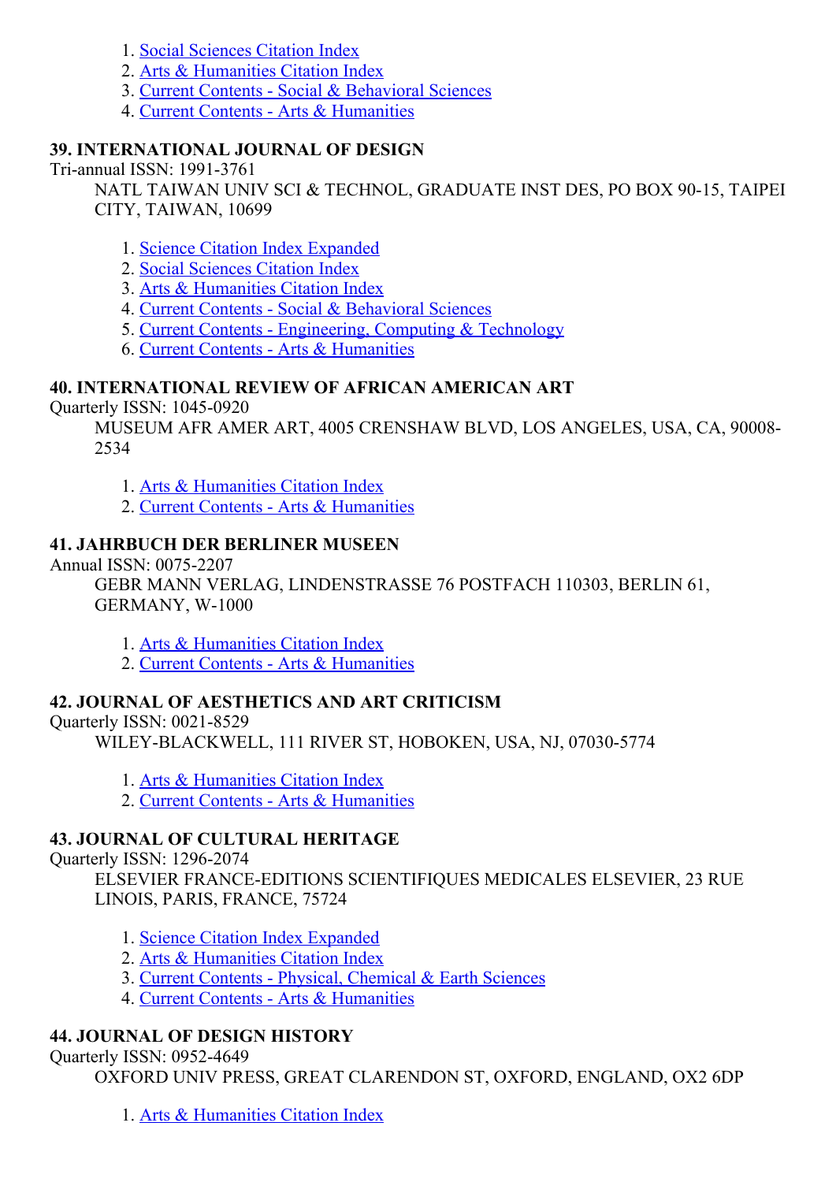1. Social Sciences Citation Index
2. Arts & Humanities Citation Index
3. Current Contents - Social & Behavioral Sciences
4. Current Contents - Arts & Humanities

### 39. INTERNATIONAL JOURNAL OF DESIGN

Tri-annual ISSN: 1991-3761

NATL TAIWAN UNIV SCI & TECHNOL, GRADUATE INST DES, PO BOX 90-15, TAIPEI CITY, TAIWAN, 10699

1. Science Citation Index Expanded
2. Social Sciences Citation Index
3. Arts & Humanities Citation Index
4. Current Contents - Social & Behavioral Sciences
5. Current Contents - Engineering, Computing & Technology
6. Current Contents - Arts & Humanities

### 40. INTERNATIONAL REVIEW OF AFRICAN AMERICAN ART

Quarterly ISSN: 1045-0920

MUSEUM AFR AMER ART, 4005 CRENSHAW BLVD, LOS ANGELES, USA, CA, 90008-2534

1. Arts & Humanities Citation Index
2. Current Contents - Arts & Humanities

### 41. JAHRBUCH DER BERLINER MUSEEN

Annual ISSN: 0075-2207

GEBR MANN VERLAG, LINDENSTRASSE 76 POSTFACH 110303, BERLIN 61, GERMANY, W-1000

1. Arts & Humanities Citation Index
2. Current Contents - Arts & Humanities

### 42. JOURNAL OF AESTHETICS AND ART CRITICISM

Quarterly ISSN: 0021-8529

WILEY-BLACKWELL, 111 RIVER ST, HOBOKEN, USA, NJ, 07030-5774

1. Arts & Humanities Citation Index
2. Current Contents - Arts & Humanities

### 43. JOURNAL OF CULTURAL HERITAGE

Quarterly ISSN: 1296-2074

ELSEVIER FRANCE-EDITIONS SCIENTIFIQUES MEDICALES ELSEVIER, 23 RUE LINOIS, PARIS, FRANCE, 75724

1. Science Citation Index Expanded
2. Arts & Humanities Citation Index
3. Current Contents - Physical, Chemical & Earth Sciences
4. Current Contents - Arts & Humanities

### 44. JOURNAL OF DESIGN HISTORY

Quarterly ISSN: 0952-4649

OXFORD UNIV PRESS, GREAT CLARENDON ST, OXFORD, ENGLAND, OX2 6DP

1. Arts & Humanities Citation Index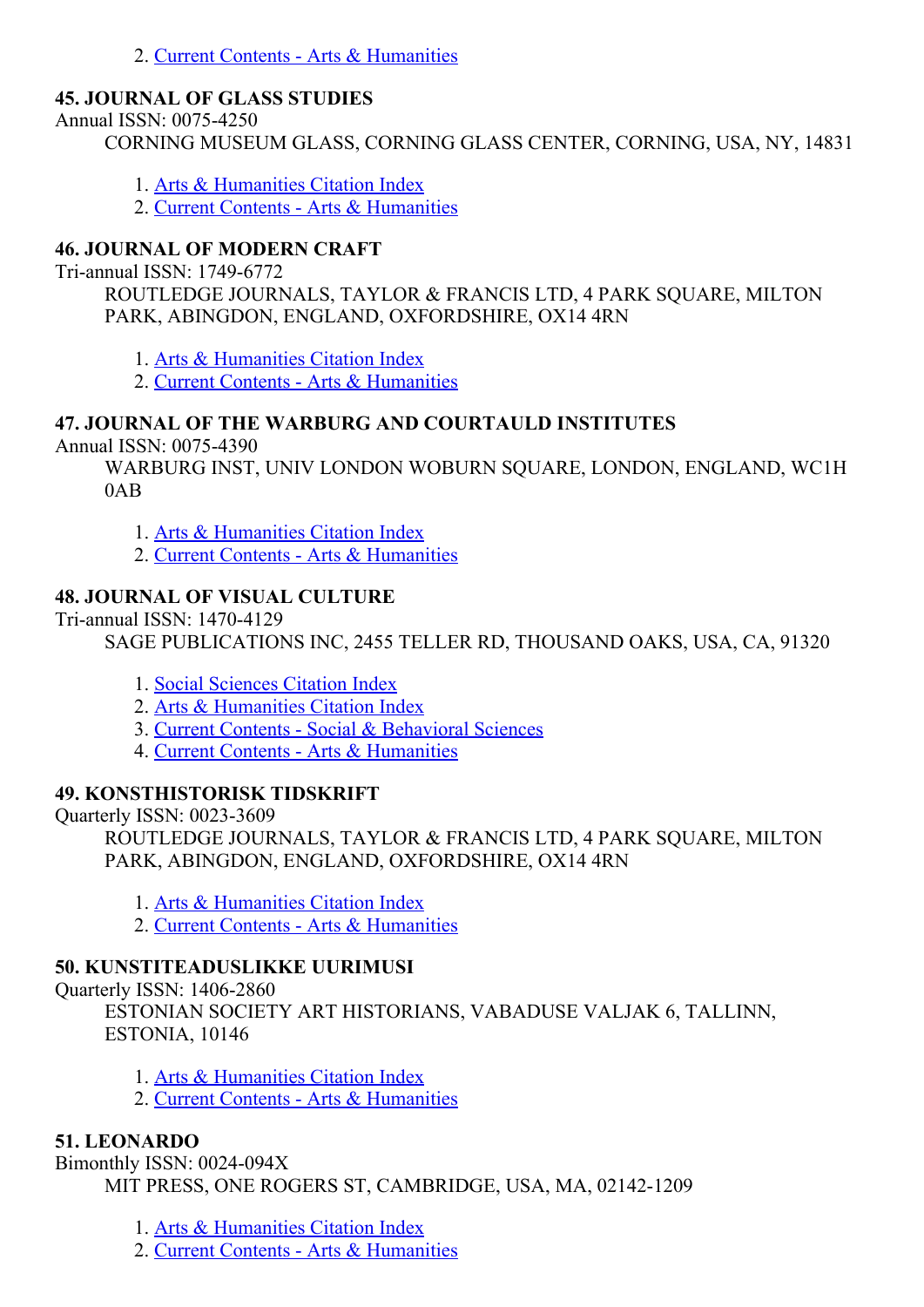2. Current Contents - Arts & Humanities

### 45. JOURNAL OF GLASS STUDIES

Annual ISSN: 0075-4250

CORNING MUSEUM GLASS, CORNING GLASS CENTER, CORNING, USA, NY, 14831

1. Arts & Humanities Citation Index
2. Current Contents - Arts & Humanities

### 46. JOURNAL OF MODERN CRAFT

Tri-annual ISSN: 1749-6772

ROUTLEDGE JOURNALS, TAYLOR & FRANCIS LTD, 4 PARK SQUARE, MILTON PARK, ABINGDON, ENGLAND, OXFORDSHIRE, OX14 4RN

1. Arts & Humanities Citation Index
2. Current Contents - Arts & Humanities

### 47. JOURNAL OF THE WARBURG AND COURTAULD INSTITUTES

Annual ISSN: 0075-4390

WARBURG INST, UNIV LONDON WOBURN SQUARE, LONDON, ENGLAND, WC1H 0AB

1. Arts & Humanities Citation Index
2. Current Contents - Arts & Humanities

### 48. JOURNAL OF VISUAL CULTURE

Tri-annual ISSN: 1470-4129

SAGE PUBLICATIONS INC, 2455 TELLER RD, THOUSAND OAKS, USA, CA, 91320

1. Social Sciences Citation Index
2. Arts & Humanities Citation Index
3. Current Contents - Social & Behavioral Sciences
4. Current Contents - Arts & Humanities

### 49. KONSTHISTORISK TIDSKRIFT

Quarterly ISSN: 0023-3609

ROUTLEDGE JOURNALS, TAYLOR & FRANCIS LTD, 4 PARK SQUARE, MILTON PARK, ABINGDON, ENGLAND, OXFORDSHIRE, OX14 4RN

1. Arts & Humanities Citation Index
2. Current Contents - Arts & Humanities

### 50. KUNSTITEADUSLIKKE UURIMUSI

Quarterly ISSN: 1406-2860

ESTONIAN SOCIETY ART HISTORIANS, VABADUSE VALJAK 6, TALLINN, ESTONIA, 10146

1. Arts & Humanities Citation Index
2. Current Contents - Arts & Humanities

### 51. LEONARDO

Bimonthly ISSN: 0024-094X

MIT PRESS, ONE ROGERS ST, CAMBRIDGE, USA, MA, 02142-1209

1. Arts & Humanities Citation Index
2. Current Contents - Arts & Humanities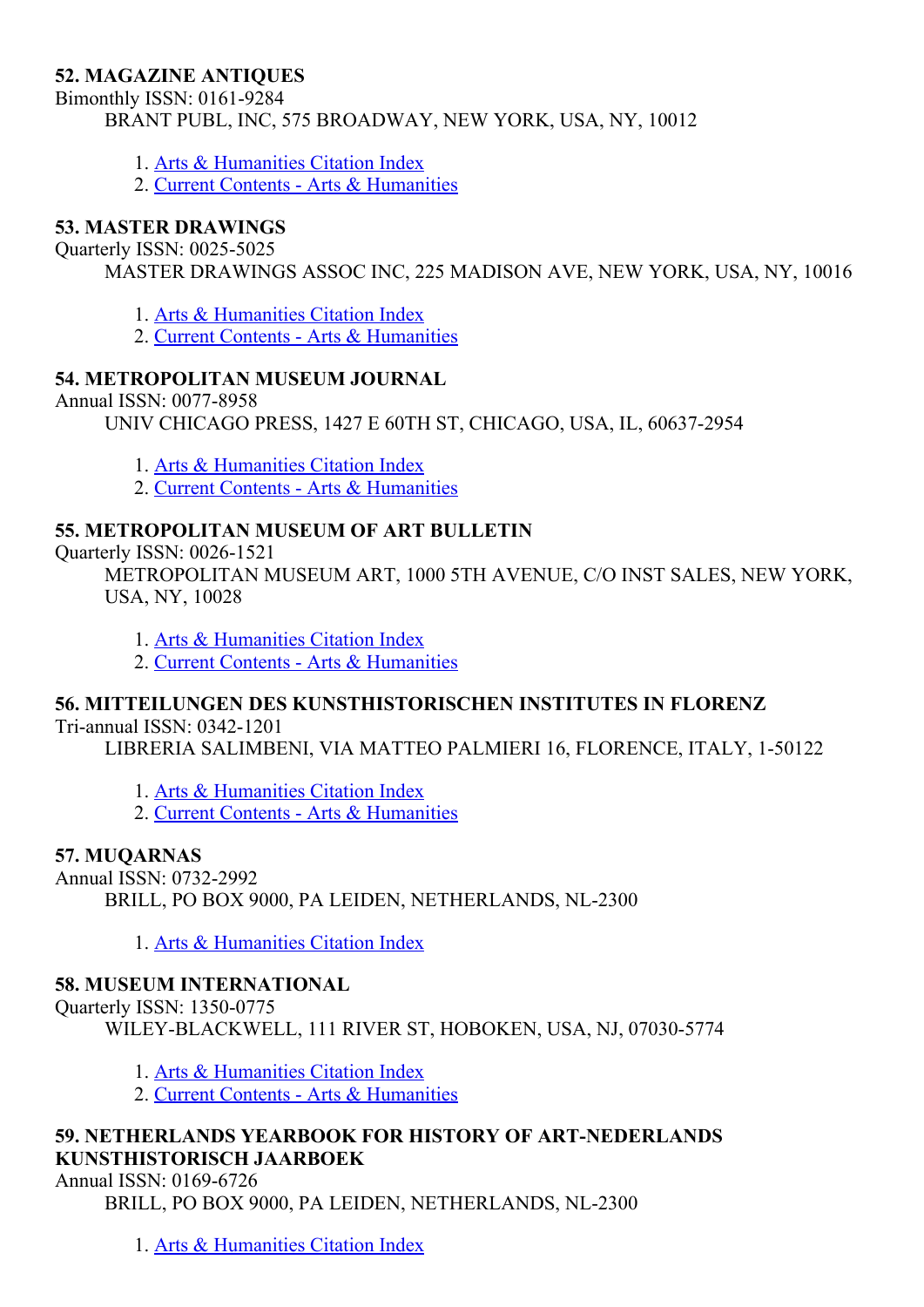**52. MAGAZINE ANTIQUES**

Bimonthly ISSN: 0161-9284

BRANT PUBL, INC, 575 BROADWAY, NEW YORK, USA, NY, 10012

1. Arts & Humanities Citation Index
2. Current Contents - Arts & Humanities

**53. MASTER DRAWINGS**

Quarterly ISSN: 0025-5025

MASTER DRAWINGS ASSOC INC, 225 MADISON AVE, NEW YORK, USA, NY, 10016

1. Arts & Humanities Citation Index
2. Current Contents - Arts & Humanities

**54. METROPOLITAN MUSEUM JOURNAL**

Annual ISSN: 0077-8958

UNIV CHICAGO PRESS, 1427 E 60TH ST, CHICAGO, USA, IL, 60637-2954

1. Arts & Humanities Citation Index
2. Current Contents - Arts & Humanities

**55. METROPOLITAN MUSEUM OF ART BULLETIN**

Quarterly ISSN: 0026-1521

METROPOLITAN MUSEUM ART, 1000 5TH AVENUE, C/O INST SALES, NEW YORK, USA, NY, 10028

1. Arts & Humanities Citation Index
2. Current Contents - Arts & Humanities

**56. MITTEILUNGEN DES KUNSTHISTORISCHEN INSTITUTES IN FLORENZ**

Tri-annual ISSN: 0342-1201

LIBRERIA SALIMBENI, VIA MATTEO PALMIERI 16, FLORENCE, ITALY, 1-50122

1. Arts & Humanities Citation Index
2. Current Contents - Arts & Humanities

**57. MUQARNAS**

Annual ISSN: 0732-2992

BRILL, PO BOX 9000, PA LEIDEN, NETHERLANDS, NL-2300

1. Arts & Humanities Citation Index

**58. MUSEUM INTERNATIONAL**

Quarterly ISSN: 1350-0775

WILEY-BLACKWELL, 111 RIVER ST, HOBOKEN, USA, NJ, 07030-5774

1. Arts & Humanities Citation Index
2. Current Contents - Arts & Humanities

**59. NETHERLANDS YEARBOOK FOR HISTORY OF ART-NEDERLANDS KUNSTHISTORISCH JAARBOEK**

Annual ISSN: 0169-6726

BRILL, PO BOX 9000, PA LEIDEN, NETHERLANDS, NL-2300

1. Arts & Humanities Citation Index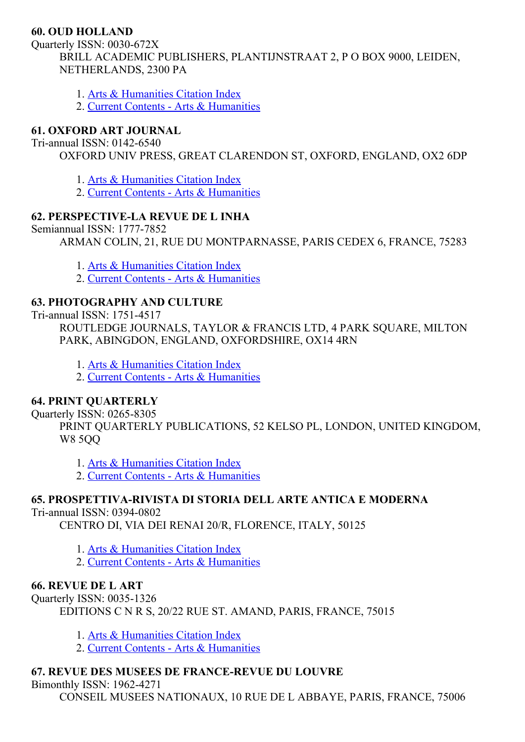**60. OUD HOLLAND**

Quarterly ISSN: 0030-672X

BRILL ACADEMIC PUBLISHERS, PLANTIJNSTRAAT 2, P O BOX 9000, LEIDEN, NETHERLANDS, 2300 PA

1. Arts & Humanities Citation Index
2. Current Contents - Arts & Humanities

**61. OXFORD ART JOURNAL**

Tri-annual ISSN: 0142-6540

OXFORD UNIV PRESS, GREAT CLARENDON ST, OXFORD, ENGLAND, OX2 6DP

1. Arts & Humanities Citation Index
2. Current Contents - Arts & Humanities

**62. PERSPECTIVE-LA REVUE DE L INHA**

Semiannual ISSN: 1777-7852

ARMAN COLIN, 21, RUE DU MONTPARNASSE, PARIS CEDEX 6, FRANCE, 75283

1. Arts & Humanities Citation Index
2. Current Contents - Arts & Humanities

**63. PHOTOGRAPHY AND CULTURE**

Tri-annual ISSN: 1751-4517

ROUTLEDGE JOURNALS, TAYLOR & FRANCIS LTD, 4 PARK SQUARE, MILTON PARK, ABINGDON, ENGLAND, OXFORDSHIRE, OX14 4RN

1. Arts & Humanities Citation Index
2. Current Contents - Arts & Humanities

**64. PRINT QUARTERLY**

Quarterly ISSN: 0265-8305

PRINT QUARTERLY PUBLICATIONS, 52 KELSO PL, LONDON, UNITED KINGDOM, W8 5QQ

1. Arts & Humanities Citation Index
2. Current Contents - Arts & Humanities

**65. PROSPETTIVA-RIVISTA DI STORIA DELL ARTE ANTICA E MODERNA**

Tri-annual ISSN: 0394-0802

CENTRO DI, VIA DEI RENAI 20/R, FLORENCE, ITALY, 50125

1. Arts & Humanities Citation Index
2. Current Contents - Arts & Humanities

**66. REVUE DE L ART**

Quarterly ISSN: 0035-1326

EDITIONS C N R S, 20/22 RUE ST. AMAND, PARIS, FRANCE, 75015

1. Arts & Humanities Citation Index
2. Current Contents - Arts & Humanities

**67. REVUE DES MUSEES DE FRANCE-REVUE DU LOUVRE**

Bimonthly ISSN: 1962-4271

CONSEIL MUSEES NATIONAUX, 10 RUE DE L ABBAYE, PARIS, FRANCE, 75006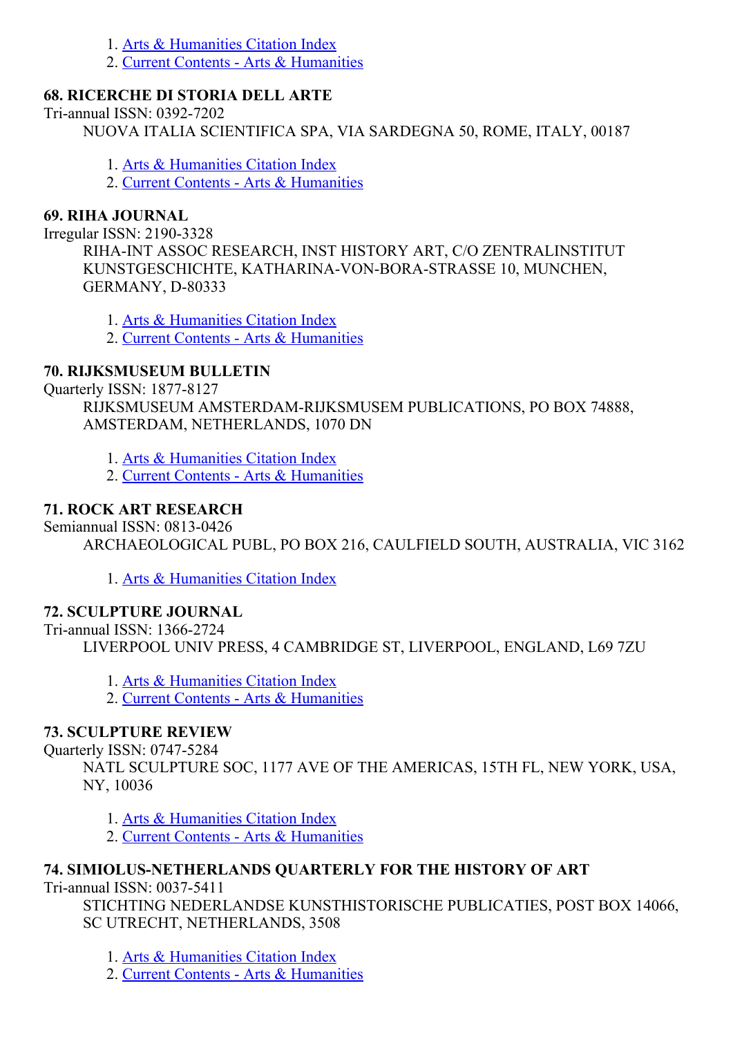1. Arts & Humanities Citation Index
2. Current Contents - Arts & Humanities

**68. RICERCHE DI STORIA DELL ARTE**

Tri-annual ISSN: 0392-7202

NUOVA ITALIA SCIENTIFICA SPA, VIA SARDEGNA 50, ROME, ITALY, 00187

1. Arts & Humanities Citation Index
2. Current Contents - Arts & Humanities

**69. RIHA JOURNAL**

Irregular ISSN: 2190-3328

RIHA-INT ASSOC RESEARCH, INST HISTORY ART, C/O ZENTRALINSTITUT KUNSTGESCHICHTE, KATHARINA-VON-BORA-STRASSE 10, MUNCHEN, GERMANY, D-80333

1. Arts & Humanities Citation Index
2. Current Contents - Arts & Humanities

**70. RIJKSMUSEUM BULLETIN**

Quarterly ISSN: 1877-8127

RIJKSMUSEUM AMSTERDAM-RIJKSMUSEM PUBLICATIONS, PO BOX 74888, AMSTERDAM, NETHERLANDS, 1070 DN

1. Arts & Humanities Citation Index
2. Current Contents - Arts & Humanities

**71. ROCK ART RESEARCH**

Semiannual ISSN: 0813-0426

ARCHAEOLOGICAL PUBL, PO BOX 216, CAULFIELD SOUTH, AUSTRALIA, VIC 3162

1. Arts & Humanities Citation Index

**72. SCULPTURE JOURNAL**

Tri-annual ISSN: 1366-2724

LIVERPOOL UNIV PRESS, 4 CAMBRIDGE ST, LIVERPOOL, ENGLAND, L69 7ZU

1. Arts & Humanities Citation Index
2. Current Contents - Arts & Humanities

**73. SCULPTURE REVIEW**

Quarterly ISSN: 0747-5284

NATL SCULPTURE SOC, 1177 AVE OF THE AMERICAS, 15TH FL, NEW YORK, USA, NY, 10036

1. Arts & Humanities Citation Index
2. Current Contents - Arts & Humanities

**74. SIMIOLUS-NETHERLANDS QUARTERLY FOR THE HISTORY OF ART**

Tri-annual ISSN: 0037-5411

STICHTING NEDERLANDSE KUNSTHISTORISCHE PUBLICATIES, POST BOX 14066, SC UTRECHT, NETHERLANDS, 3508

1. Arts & Humanities Citation Index
2. Current Contents - Arts & Humanities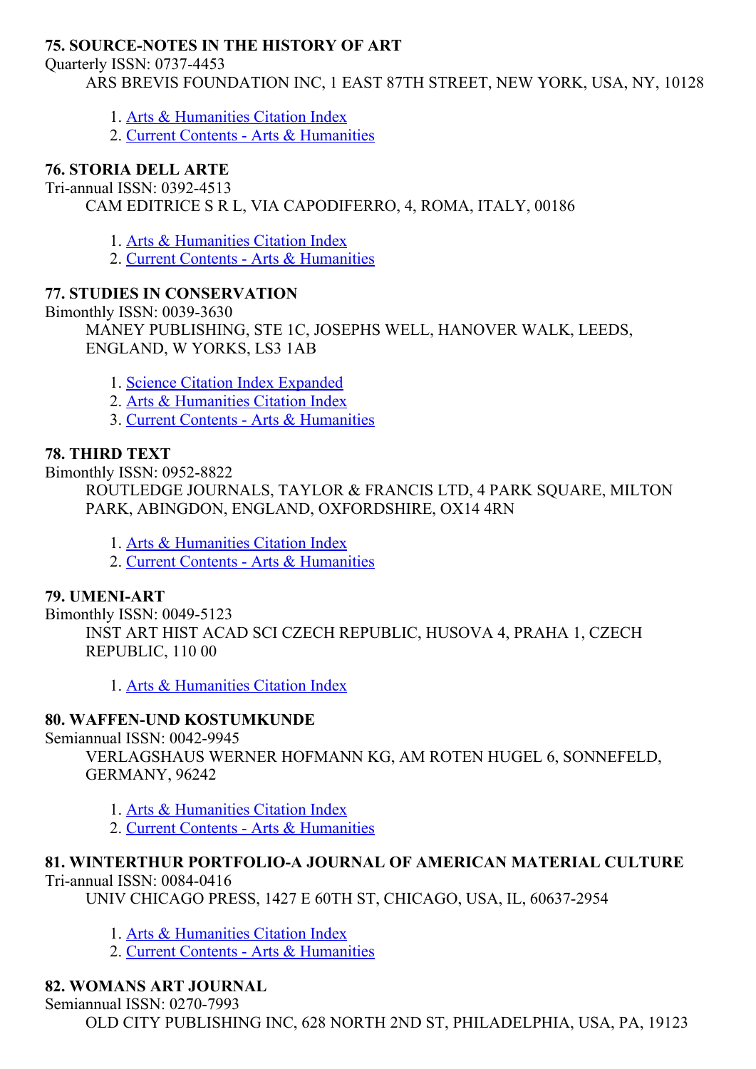### 75. SOURCE-NOTES IN THE HISTORY OF ART

Quarterly ISSN: 0737-4453

ARS BREVIS FOUNDATION INC, 1 EAST 87TH STREET, NEW YORK, USA, NY, 10128

1. Arts & Humanities Citation Index
2. Current Contents - Arts & Humanities

### 76. STORIA DELL ARTE

Tri-annual ISSN: 0392-4513

CAM EDITRICE S R L, VIA CAPODIFERRO, 4, ROMA, ITALY, 00186

1. Arts & Humanities Citation Index
2. Current Contents - Arts & Humanities

### 77. STUDIES IN CONSERVATION

Bimonthly ISSN: 0039-3630

MANEY PUBLISHING, STE 1C, JOSEPHS WELL, HANOVER WALK, LEEDS, ENGLAND, W YORKS, LS3 1AB

1. Science Citation Index Expanded
2. Arts & Humanities Citation Index
3. Current Contents - Arts & Humanities

### 78. THIRD TEXT

Bimonthly ISSN: 0952-8822

ROUTLEDGE JOURNALS, TAYLOR & FRANCIS LTD, 4 PARK SQUARE, MILTON PARK, ABINGDON, ENGLAND, OXFORDSHIRE, OX14 4RN

1. Arts & Humanities Citation Index
2. Current Contents - Arts & Humanities

### 79. UMENI-ART

Bimonthly ISSN: 0049-5123

INST ART HIST ACAD SCI CZECH REPUBLIC, HUSOVA 4, PRAHA 1, CZECH REPUBLIC, 110 00

1. Arts & Humanities Citation Index

### 80. WAFFEN-UND KOSTUMKUNDE

Semiannual ISSN: 0042-9945

VERLAGSHAUS WERNER HOFMANN KG, AM ROTEN HUGEL 6, SONNEFELD, GERMANY, 96242

1. Arts & Humanities Citation Index
2. Current Contents - Arts & Humanities

### 81. WINTERTHUR PORTFOLIO-A JOURNAL OF AMERICAN MATERIAL CULTURE

Tri-annual ISSN: 0084-0416

UNIV CHICAGO PRESS, 1427 E 60TH ST, CHICAGO, USA, IL, 60637-2954

1. Arts & Humanities Citation Index
2. Current Contents - Arts & Humanities

### 82. WOMANS ART JOURNAL

Semiannual ISSN: 0270-7993

OLD CITY PUBLISHING INC, 628 NORTH 2ND ST, PHILADELPHIA, USA, PA, 19123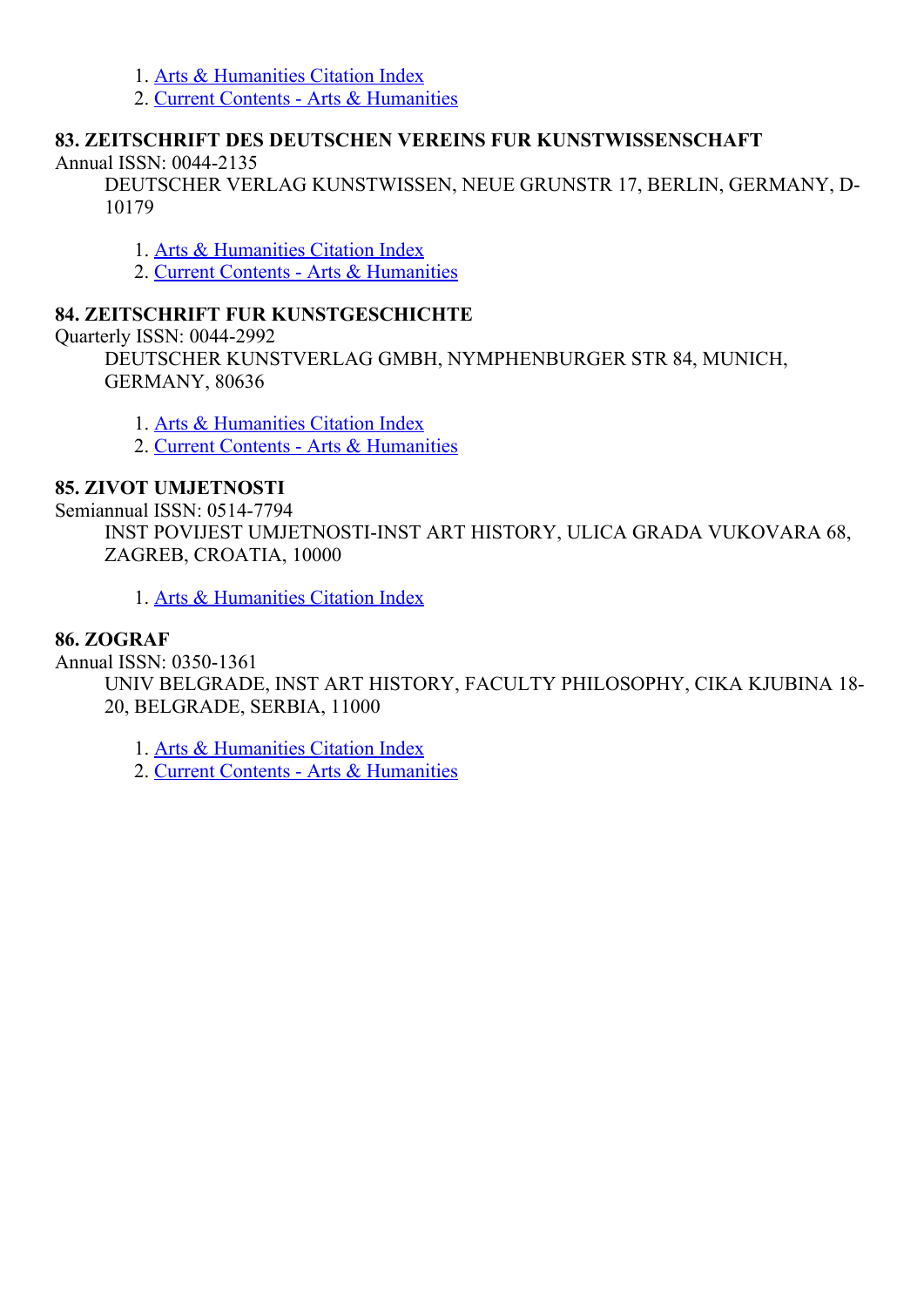1. Arts & Humanities Citation Index
2. Current Contents - Arts & Humanities

### 83. ZEITSCHRIFT DES DEUTSCHEN VEREINS FUR KUNSTWISSENSCHAFT

Annual ISSN: 0044-2135

DEUTSCHER VERLAG KUNSTWISSEN, NEUE GRUNSTR 17, BERLIN, GERMANY, D-10179

1. Arts & Humanities Citation Index
2. Current Contents - Arts & Humanities

### 84. ZEITSCHRIFT FUR KUNSTGESCHICHTE

Quarterly ISSN: 0044-2992

DEUTSCHER KUNSTVERLAG GMBH, NYMPHENBURGER STR 84, MUNICH, GERMANY, 80636

1. Arts & Humanities Citation Index
2. Current Contents - Arts & Humanities

### 85. ZIVOT UMJETNOSTI

Semiannual ISSN: 0514-7794

INST POVIJEST UMJETNOSTI-INST ART HISTORY, ULICA GRADA VUKOVARA 68, ZAGREB, CROATIA, 10000

1. Arts & Humanities Citation Index

### 86. ZOGRAF

Annual ISSN: 0350-1361

UNIV BELGRADE, INST ART HISTORY, FACULTY PHILOSOPHY, CIKA KJUBINA 18-20, BELGRADE, SERBIA, 11000

1. Arts & Humanities Citation Index
2. Current Contents - Arts & Humanities